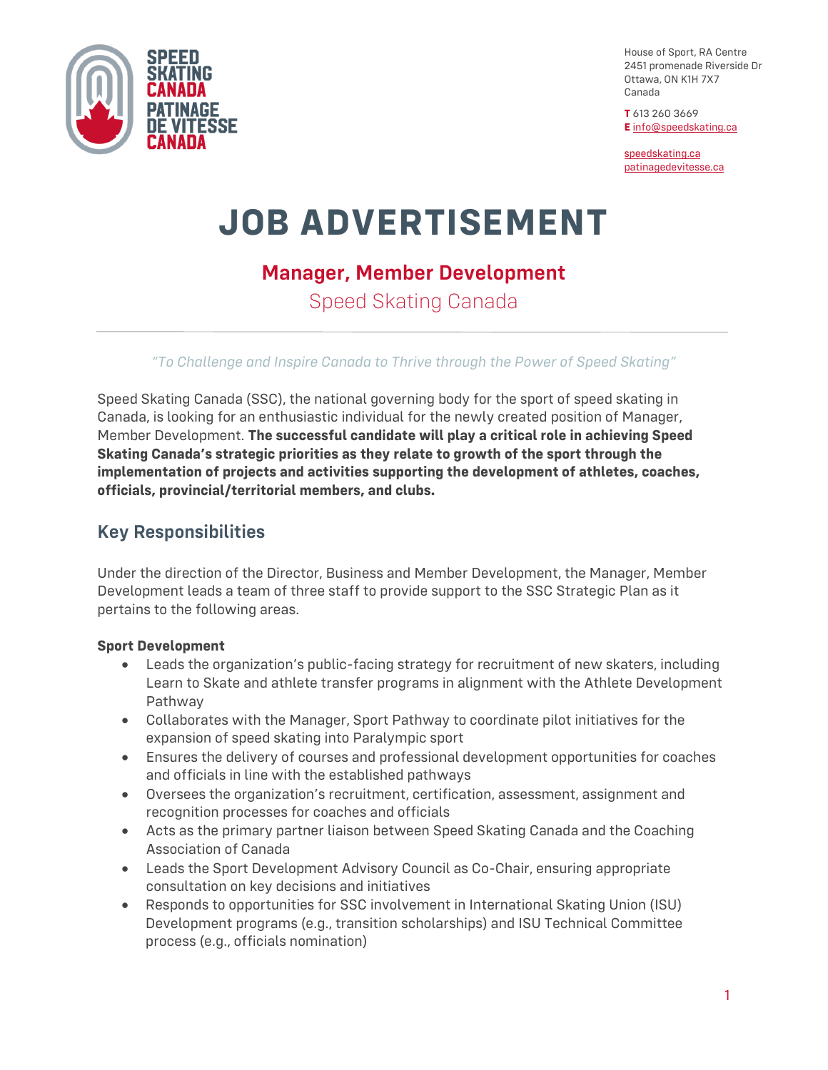House of Sport, RA Centre
2451 promenade Riverside Dr
Ottawa, ON K1H 7X7
Canada

**T** 613 260 3669
**E** info@speedskating.ca

speedskating.ca
patinagedevitesse.ca

# JOB ADVERTISEMENT

## Manager, Member Development

Speed Skating Canada

---

*"To Challenge and Inspire Canada to Thrive through the Power of Speed Skating"*

Speed Skating Canada (SSC), the national governing body for the sport of speed skating in Canada, is looking for an enthusiastic individual for the newly created position of Manager, Member Development. **The successful candidate will play a critical role in achieving Speed Skating Canada's strategic priorities as they relate to growth of the sport through the implementation of projects and activities supporting the development of athletes, coaches, officials, provincial/territorial members, and clubs.**

## Key Responsibilities

Under the direction of the Director, Business and Member Development, the Manager, Member Development leads a team of three staff to provide support to the SSC Strategic Plan as it pertains to the following areas.

**Sport Development**

- Leads the organization's public-facing strategy for recruitment of new skaters, including Learn to Skate and athlete transfer programs in alignment with the Athlete Development Pathway
- Collaborates with the Manager, Sport Pathway to coordinate pilot initiatives for the expansion of speed skating into Paralympic sport
- Ensures the delivery of courses and professional development opportunities for coaches and officials in line with the established pathways
- Oversees the organization's recruitment, certification, assessment, assignment and recognition processes for coaches and officials
- Acts as the primary partner liaison between Speed Skating Canada and the Coaching Association of Canada
- Leads the Sport Development Advisory Council as Co-Chair, ensuring appropriate consultation on key decisions and initiatives
- Responds to opportunities for SSC involvement in International Skating Union (ISU) Development programs (e.g., transition scholarships) and ISU Technical Committee process (e.g., officials nomination)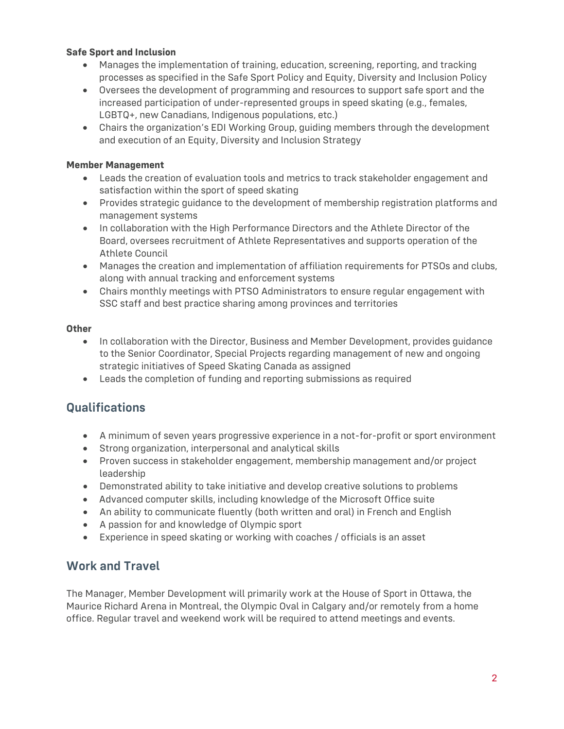**Safe Sport and Inclusion**

- Manages the implementation of training, education, screening, reporting, and tracking processes as specified in the Safe Sport Policy and Equity, Diversity and Inclusion Policy
- Oversees the development of programming and resources to support safe sport and the increased participation of under-represented groups in speed skating (e.g., females, LGBTQ+, new Canadians, Indigenous populations, etc.)
- Chairs the organization's EDI Working Group, guiding members through the development and execution of an Equity, Diversity and Inclusion Strategy

**Member Management**

- Leads the creation of evaluation tools and metrics to track stakeholder engagement and satisfaction within the sport of speed skating
- Provides strategic guidance to the development of membership registration platforms and management systems
- In collaboration with the High Performance Directors and the Athlete Director of the Board, oversees recruitment of Athlete Representatives and supports operation of the Athlete Council
- Manages the creation and implementation of affiliation requirements for PTSOs and clubs, along with annual tracking and enforcement systems
- Chairs monthly meetings with PTSO Administrators to ensure regular engagement with SSC staff and best practice sharing among provinces and territories

**Other**

- In collaboration with the Director, Business and Member Development, provides guidance to the Senior Coordinator, Special Projects regarding management of new and ongoing strategic initiatives of Speed Skating Canada as assigned
- Leads the completion of funding and reporting submissions as required

## Qualifications

- A minimum of seven years progressive experience in a not-for-profit or sport environment
- Strong organization, interpersonal and analytical skills
- Proven success in stakeholder engagement, membership management and/or project leadership
- Demonstrated ability to take initiative and develop creative solutions to problems
- Advanced computer skills, including knowledge of the Microsoft Office suite
- An ability to communicate fluently (both written and oral) in French and English
- A passion for and knowledge of Olympic sport
- Experience in speed skating or working with coaches / officials is an asset

## Work and Travel

The Manager, Member Development will primarily work at the House of Sport in Ottawa, the Maurice Richard Arena in Montreal, the Olympic Oval in Calgary and/or remotely from a home office. Regular travel and weekend work will be required to attend meetings and events.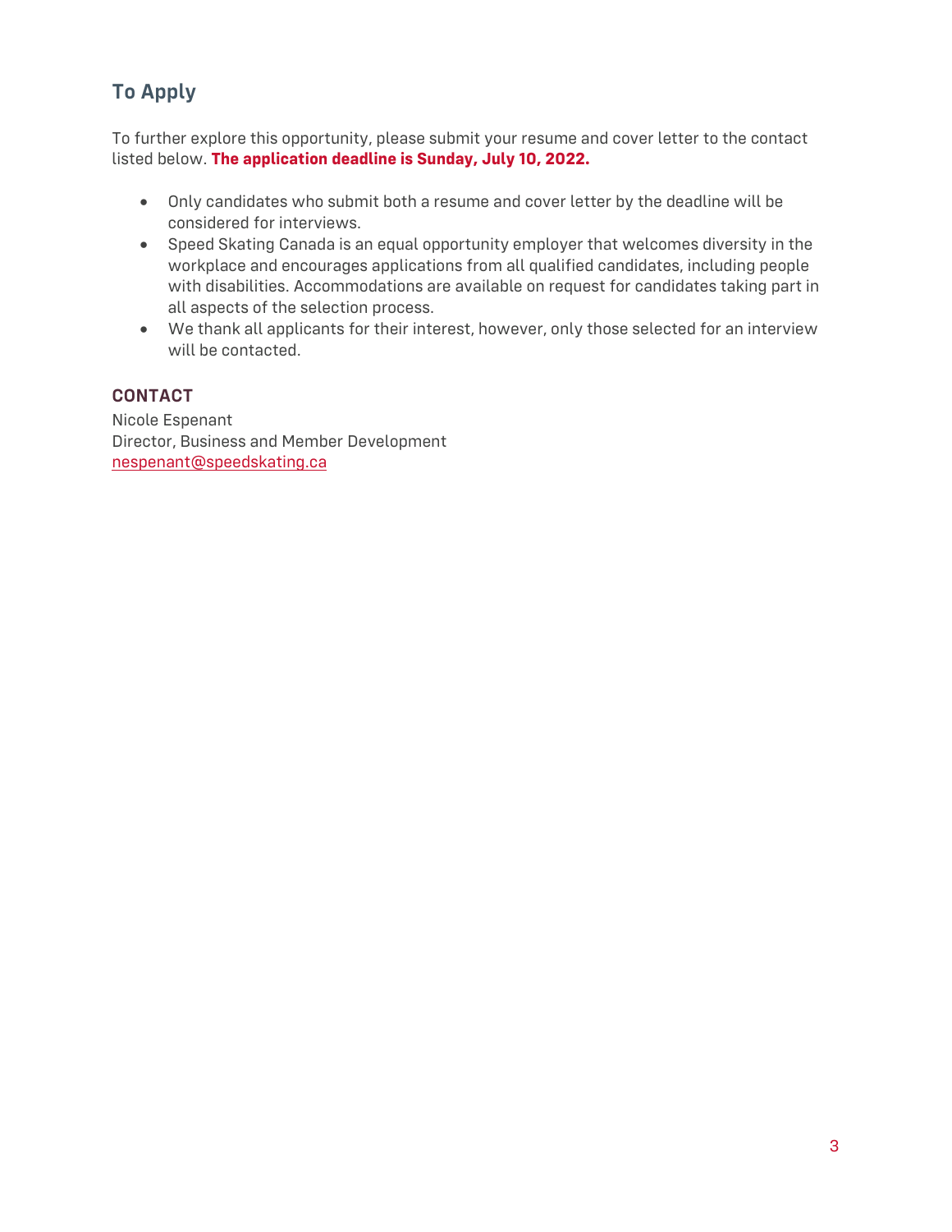## To Apply

To further explore this opportunity, please submit your resume and cover letter to the contact listed below. **The application deadline is Sunday, July 10, 2022.**

- Only candidates who submit both a resume and cover letter by the deadline will be considered for interviews.
- Speed Skating Canada is an equal opportunity employer that welcomes diversity in the workplace and encourages applications from all qualified candidates, including people with disabilities. Accommodations are available on request for candidates taking part in all aspects of the selection process.
- We thank all applicants for their interest, however, only those selected for an interview will be contacted.

### CONTACT

Nicole Espenant
Director, Business and Member Development
nespenant@speedskating.ca